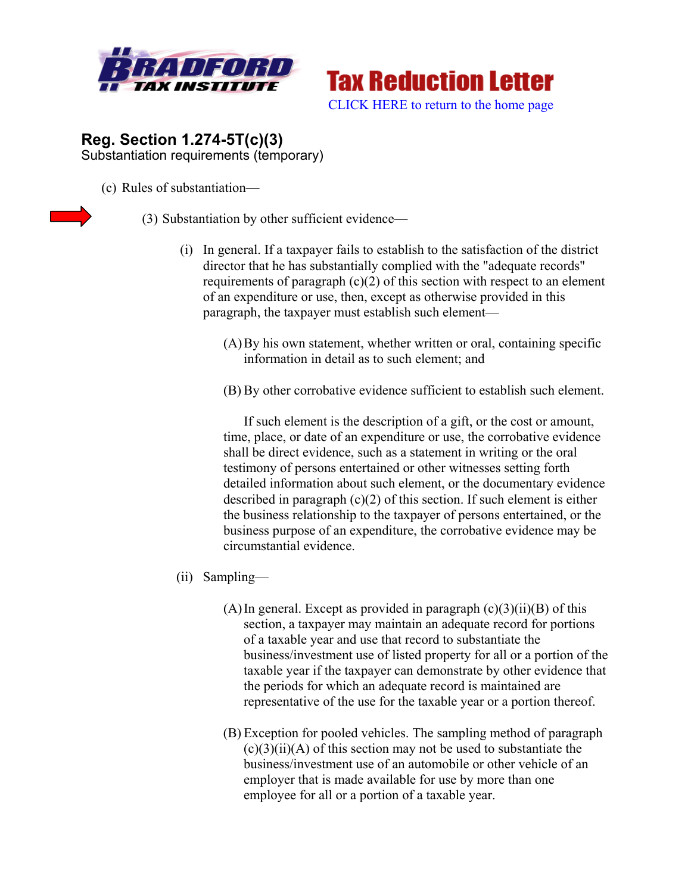Bradford Tax Institute

# Tax Reduction Letter

CLICK HERE to return to the home page

## Reg. Section 1.274-5T(c)(3)

Substantiation requirements (temporary)

(c) Rules of substantiation—

(3) Substantiation by other sufficient evidence—

(i) In general. If a taxpayer fails to establish to the satisfaction of the district director that he has substantially complied with the "adequate records" requirements of paragraph (c)(2) of this section with respect to an element of an expenditure or use, then, except as otherwise provided in this paragraph, the taxpayer must establish such element—

(A) By his own statement, whether written or oral, containing specific information in detail as to such element; and

(B) By other corrobative evidence sufficient to establish such element.

If such element is the description of a gift, or the cost or amount, time, place, or date of an expenditure or use, the corrobative evidence shall be direct evidence, such as a statement in writing or the oral testimony of persons entertained or other witnesses setting forth detailed information about such element, or the documentary evidence described in paragraph (c)(2) of this section. If such element is either the business relationship to the taxpayer of persons entertained, or the business purpose of an expenditure, the corrobative evidence may be circumstantial evidence.

(ii) Sampling—

(A) In general. Except as provided in paragraph (c)(3)(ii)(B) of this section, a taxpayer may maintain an adequate record for portions of a taxable year and use that record to substantiate the business/investment use of listed property for all or a portion of the taxable year if the taxpayer can demonstrate by other evidence that the periods for which an adequate record is maintained are representative of the use for the taxable year or a portion thereof.

(B) Exception for pooled vehicles. The sampling method of paragraph (c)(3)(ii)(A) of this section may not be used to substantiate the business/investment use of an automobile or other vehicle of an employer that is made available for use by more than one employee for all or a portion of a taxable year.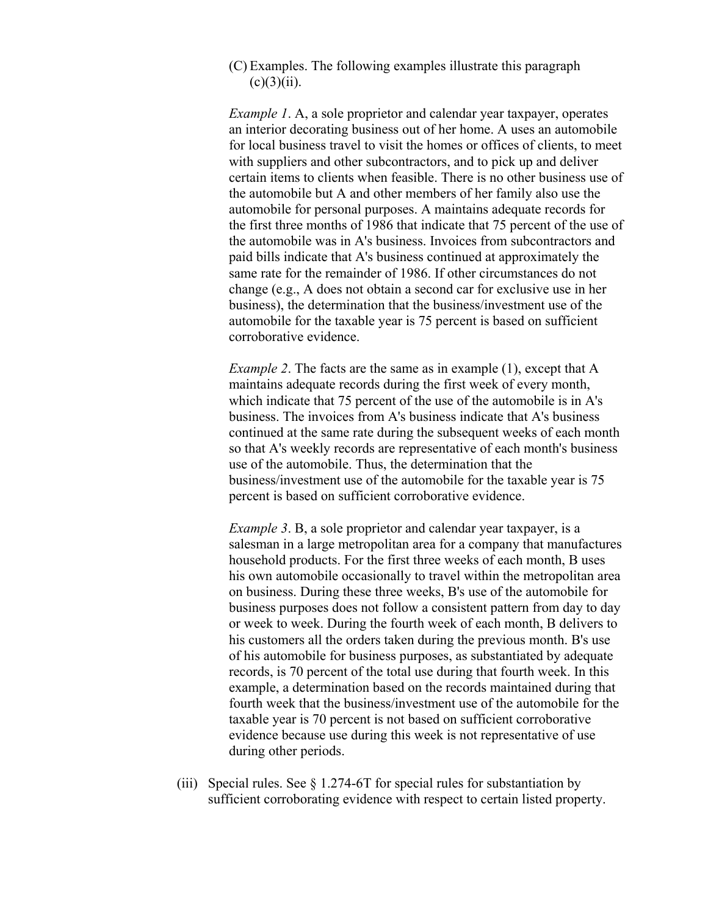(C) Examples. The following examples illustrate this paragraph (c)(3)(ii).

*Example 1*. A, a sole proprietor and calendar year taxpayer, operates an interior decorating business out of her home. A uses an automobile for local business travel to visit the homes or offices of clients, to meet with suppliers and other subcontractors, and to pick up and deliver certain items to clients when feasible. There is no other business use of the automobile but A and other members of her family also use the automobile for personal purposes. A maintains adequate records for the first three months of 1986 that indicate that 75 percent of the use of the automobile was in A's business. Invoices from subcontractors and paid bills indicate that A's business continued at approximately the same rate for the remainder of 1986. If other circumstances do not change (e.g., A does not obtain a second car for exclusive use in her business), the determination that the business/investment use of the automobile for the taxable year is 75 percent is based on sufficient corroborative evidence.

*Example 2*. The facts are the same as in example (1), except that A maintains adequate records during the first week of every month, which indicate that 75 percent of the use of the automobile is in A's business. The invoices from A's business indicate that A's business continued at the same rate during the subsequent weeks of each month so that A's weekly records are representative of each month's business use of the automobile. Thus, the determination that the business/investment use of the automobile for the taxable year is 75 percent is based on sufficient corroborative evidence.

*Example 3*. B, a sole proprietor and calendar year taxpayer, is a salesman in a large metropolitan area for a company that manufactures household products. For the first three weeks of each month, B uses his own automobile occasionally to travel within the metropolitan area on business. During these three weeks, B's use of the automobile for business purposes does not follow a consistent pattern from day to day or week to week. During the fourth week of each month, B delivers to his customers all the orders taken during the previous month. B's use of his automobile for business purposes, as substantiated by adequate records, is 70 percent of the total use during that fourth week. In this example, a determination based on the records maintained during that fourth week that the business/investment use of the automobile for the taxable year is 70 percent is not based on sufficient corroborative evidence because use during this week is not representative of use during other periods.

(iii) Special rules. See § 1.274-6T for special rules for substantiation by sufficient corroborating evidence with respect to certain listed property.